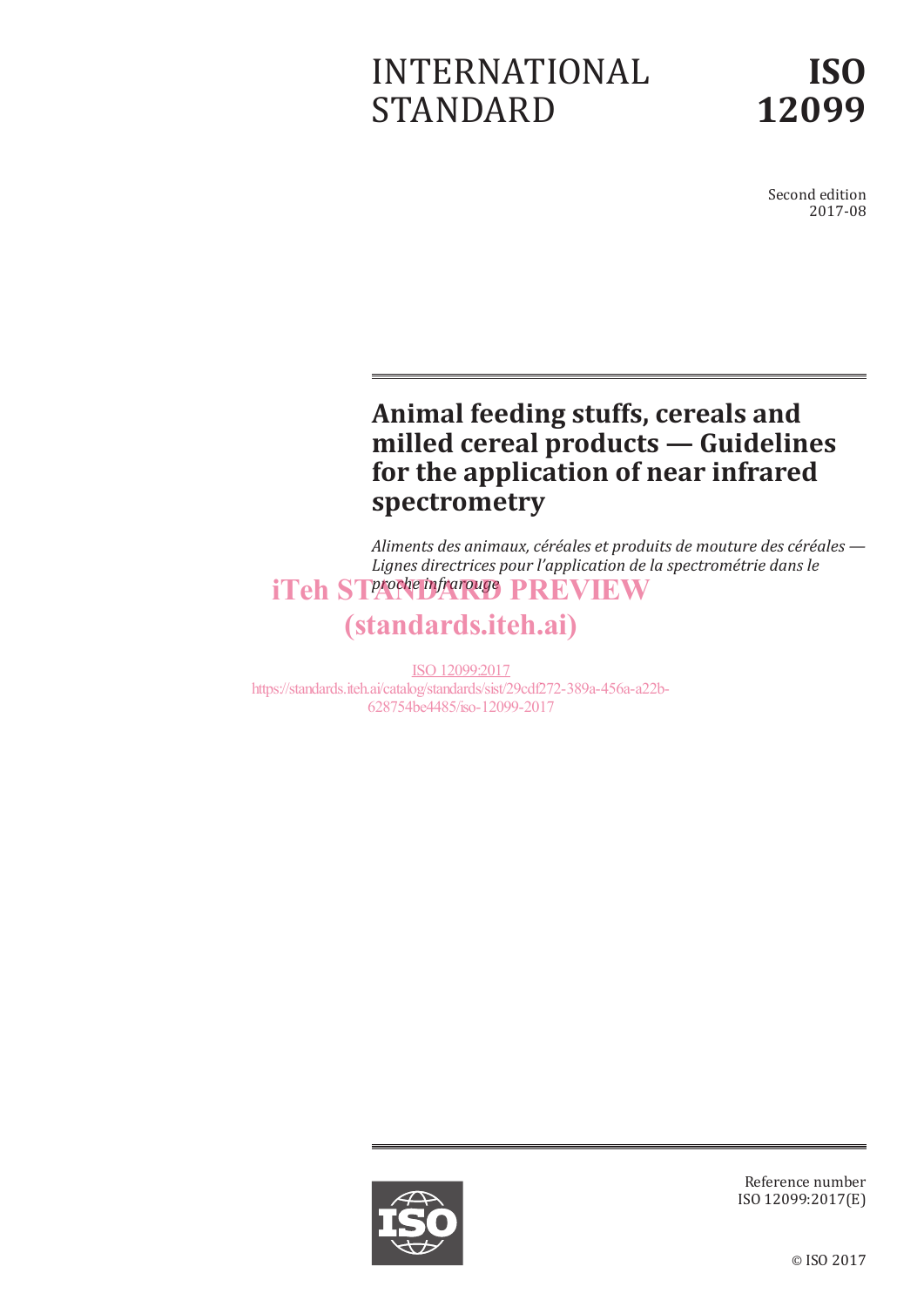INTERNATIONAL STANDARD

# ISO 12099

Second edition
2017-08

# Animal feeding stuffs, cereals and milled cereal products — Guidelines for the application of near infrared spectrometry

*Aliments des animaux, céréales et produits de mouture des céréales — Lignes directrices pour l'application de la spectrométrie dans le proche infrarouge*

iTeh STANDARD PREVIEW
(standards.iteh.ai)

ISO 12099:2017
https://standards.iteh.ai/catalog/standards/sist/29cdf272-389a-456a-a22b-628754be4485/iso-12099-2017

Reference number
ISO 12099:2017(E)

© ISO 2017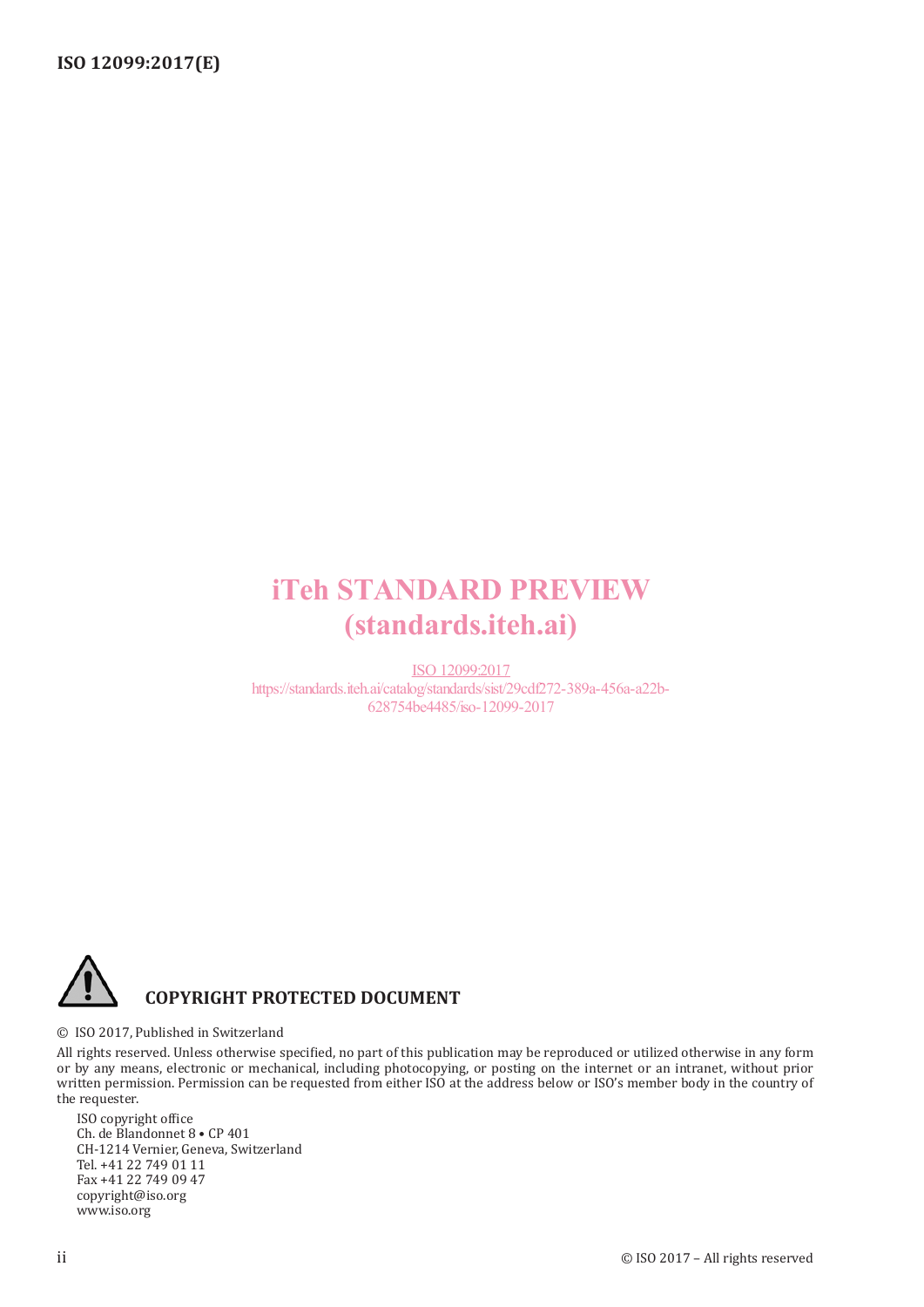iTeh STANDARD PREVIEW
(standards.iteh.ai)

ISO 12099:2017
https://standards.iteh.ai/catalog/standards/sist/29cdf272-389a-456a-a22b-628754be4485/iso-12099-2017

**COPYRIGHT PROTECTED DOCUMENT**

© ISO 2017, Published in Switzerland

All rights reserved. Unless otherwise specified, no part of this publication may be reproduced or utilized otherwise in any form or by any means, electronic or mechanical, including photocopying, or posting on the internet or an intranet, without prior written permission. Permission can be requested from either ISO at the address below or ISO's member body in the country of the requester.

ISO copyright office
Ch. de Blandonnet 8 • CP 401
CH-1214 Vernier, Geneva, Switzerland
Tel. +41 22 749 01 11
Fax +41 22 749 09 47
copyright@iso.org
www.iso.org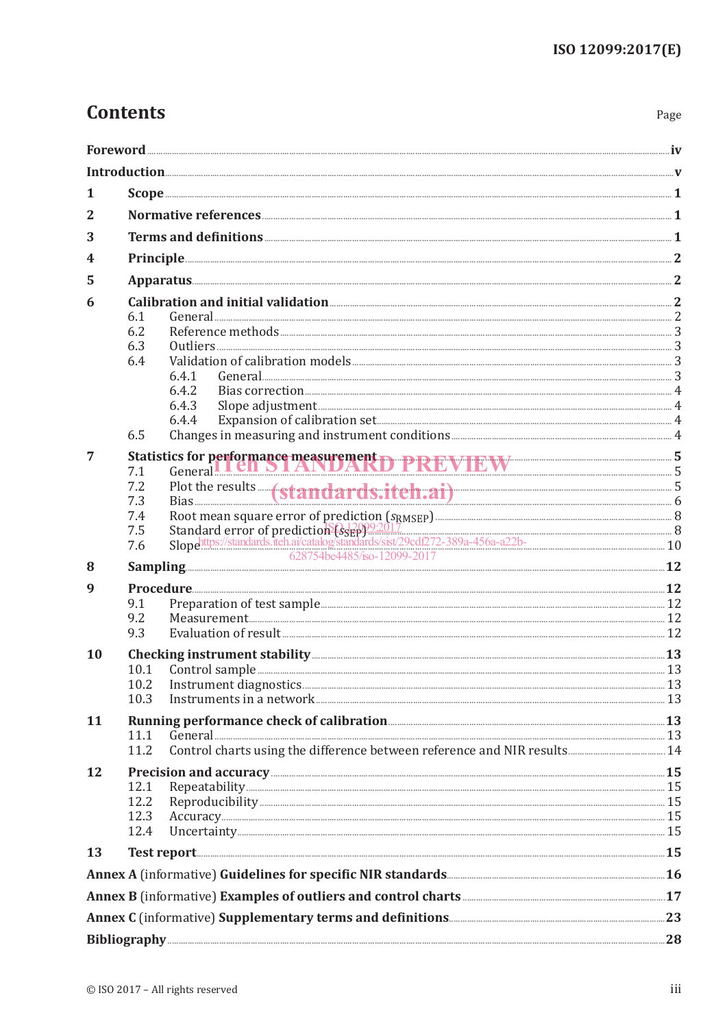# Contents

| | | Page |
|---|---|---|
| **Foreword** | | **iv** |
| **Introduction** | | **v** |
| **1** | **Scope** | **1** |
| **2** | **Normative references** | **1** |
| **3** | **Terms and definitions** | **1** |
| **4** | **Principle** | **2** |
| **5** | **Apparatus** | **2** |
| **6** | **Calibration and initial validation** | **2** |
| 6.1 | General | 2 |
| 6.2 | Reference methods | 3 |
| 6.3 | Outliers | 3 |
| 6.4 | Validation of calibration models | 3 |
| 6.4.1 | General | 3 |
| 6.4.2 | Bias correction | 4 |
| 6.4.3 | Slope adjustment | 4 |
| 6.4.4 | Expansion of calibration set | 4 |
| 6.5 | Changes in measuring and instrument conditions | 4 |
| **7** | **Statistics for performance measurement** | **5** |
| 7.1 | General | 5 |
| 7.2 | Plot the results | 5 |
| 7.3 | Bias | 6 |
| 7.4 | Root mean square error of prediction ($s_{RMSEP}$) | 8 |
| 7.5 | Standard error of prediction ($s_{SEP}$) | 8 |
| 7.6 | Slope | 10 |
| **8** | **Sampling** | **12** |
| **9** | **Procedure** | **12** |
| 9.1 | Preparation of test sample | 12 |
| 9.2 | Measurement | 12 |
| 9.3 | Evaluation of result | 12 |
| **10** | **Checking instrument stability** | **13** |
| 10.1 | Control sample | 13 |
| 10.2 | Instrument diagnostics | 13 |
| 10.3 | Instruments in a network | 13 |
| **11** | **Running performance check of calibration** | **13** |
| 11.1 | General | 13 |
| 11.2 | Control charts using the difference between reference and NIR results | 14 |
| **12** | **Precision and accuracy** | **15** |
| 12.1 | Repeatability | 15 |
| 12.2 | Reproducibility | 15 |
| 12.3 | Accuracy | 15 |
| 12.4 | Uncertainty | 15 |
| **13** | **Test report** | **15** |
| **Annex A** (informative) **Guidelines for specific NIR standards** | | **16** |
| **Annex B** (informative) **Examples of outliers and control charts** | | **17** |
| **Annex C** (informative) **Supplementary terms and definitions** | | **23** |
| **Bibliography** | | **28** |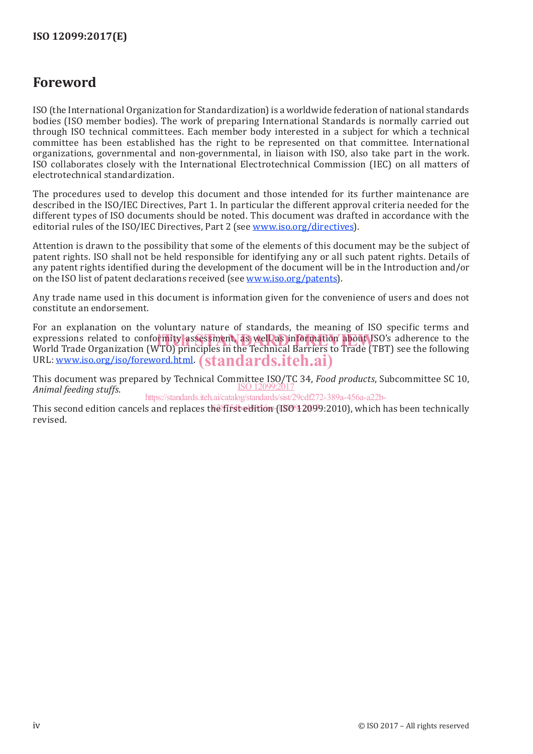# Foreword

ISO (the International Organization for Standardization) is a worldwide federation of national standards bodies (ISO member bodies). The work of preparing International Standards is normally carried out through ISO technical committees. Each member body interested in a subject for which a technical committee has been established has the right to be represented on that committee. International organizations, governmental and non-governmental, in liaison with ISO, also take part in the work. ISO collaborates closely with the International Electrotechnical Commission (IEC) on all matters of electrotechnical standardization.

The procedures used to develop this document and those intended for its further maintenance are described in the ISO/IEC Directives, Part 1. In particular the different approval criteria needed for the different types of ISO documents should be noted. This document was drafted in accordance with the editorial rules of the ISO/IEC Directives, Part 2 (see www.iso.org/directives).

Attention is drawn to the possibility that some of the elements of this document may be the subject of patent rights. ISO shall not be held responsible for identifying any or all such patent rights. Details of any patent rights identified during the development of the document will be in the Introduction and/or on the ISO list of patent declarations received (see www.iso.org/patents).

Any trade name used in this document is information given for the convenience of users and does not constitute an endorsement.

For an explanation on the voluntary nature of standards, the meaning of ISO specific terms and expressions related to conformity assessment, as well as information about ISO's adherence to the World Trade Organization (WTO) principles in the Technical Barriers to Trade (TBT) see the following URL: www.iso.org/iso/foreword.html.

This document was prepared by Technical Committee ISO/TC 34, *Food products*, Subcommittee SC 10, *Animal feeding stuffs*.

This second edition cancels and replaces the first edition (ISO 12099:2010), which has been technically revised.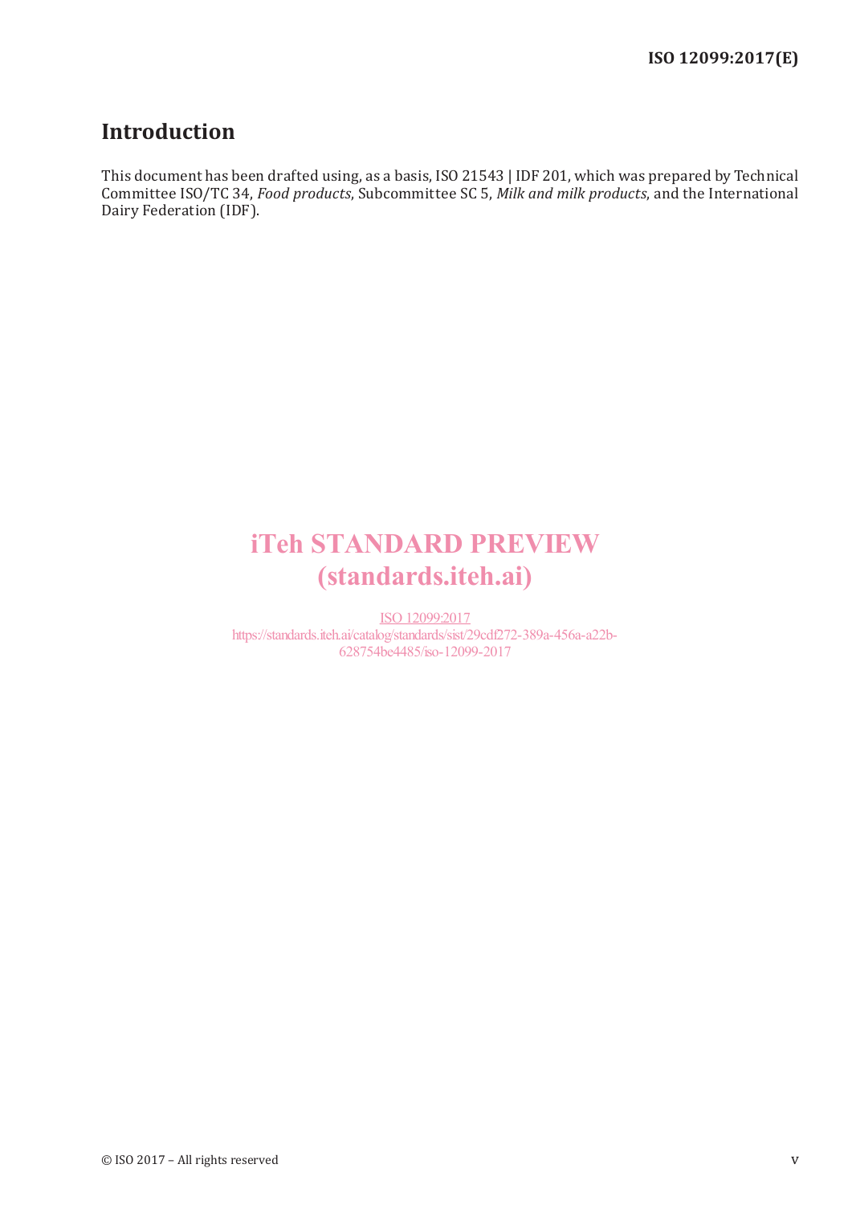## Introduction

This document has been drafted using, as a basis, ISO 21543 | IDF 201, which was prepared by Technical Committee ISO/TC 34, *Food products*, Subcommittee SC 5, *Milk and milk products*, and the International Dairy Federation (IDF).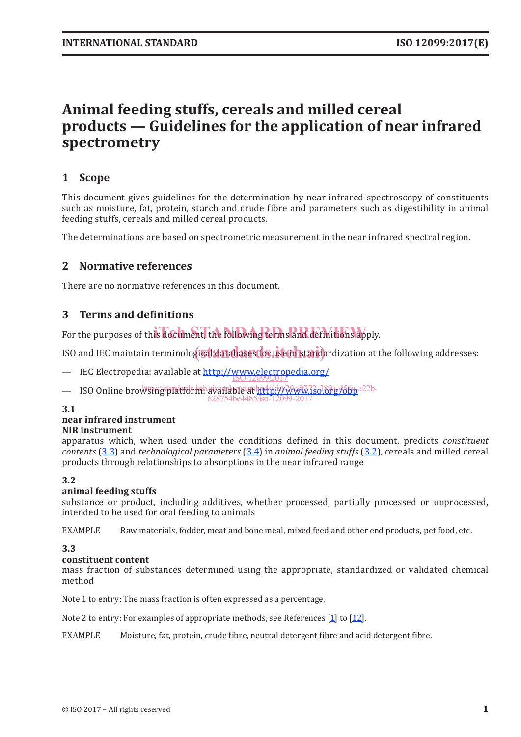# Animal feeding stuffs, cereals and milled cereal products — Guidelines for the application of near infrared spectrometry

## 1 Scope

This document gives guidelines for the determination by near infrared spectroscopy of constituents such as moisture, fat, protein, starch and crude fibre and parameters such as digestibility in animal feeding stuffs, cereals and milled cereal products.

The determinations are based on spectrometric measurement in the near infrared spectral region.

## 2 Normative references

There are no normative references in this document.

## 3 Terms and definitions

For the purposes of this document, the following terms and definitions apply.

ISO and IEC maintain terminological databases for use in standardization at the following addresses:

— IEC Electropedia: available at http://www.electropedia.org/

— ISO Online browsing platform: available at http://www.iso.org/obp

### 3.1

**near infrared instrument**

**NIR instrument**

apparatus which, when used under the conditions defined in this document, predicts *constituent contents* (3.3) and *technological parameters* (3.4) in *animal feeding stuffs* (3.2), cereals and milled cereal products through relationships to absorptions in the near infrared range

### 3.2

**animal feeding stuffs**

substance or product, including additives, whether processed, partially processed or unprocessed, intended to be used for oral feeding to animals

EXAMPLE Raw materials, fodder, meat and bone meal, mixed feed and other end products, pet food, etc.

### 3.3

**constituent content**

mass fraction of substances determined using the appropriate, standardized or validated chemical method

Note 1 to entry: The mass fraction is often expressed as a percentage.

Note 2 to entry: For examples of appropriate methods, see References [1] to [12].

EXAMPLE Moisture, fat, protein, crude fibre, neutral detergent fibre and acid detergent fibre.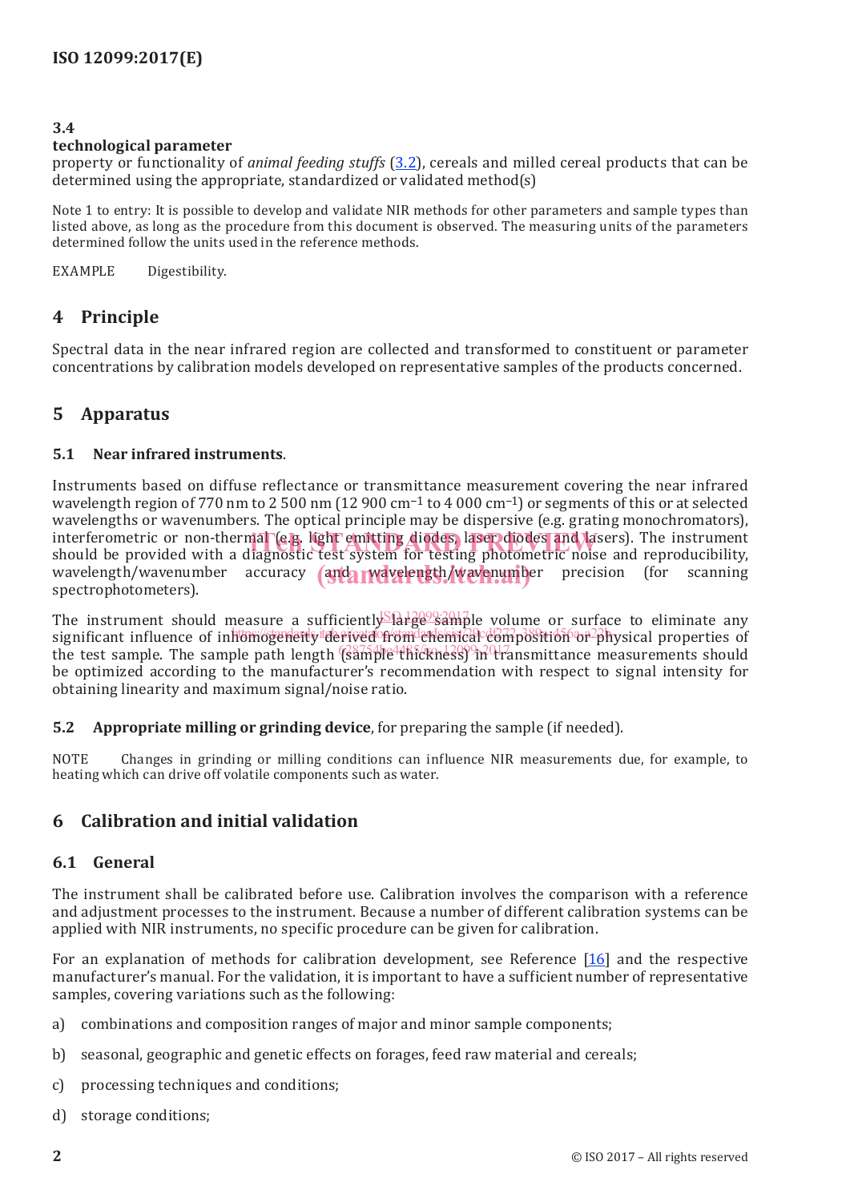### 3.4

**technological parameter**

property or functionality of *animal feeding stuffs* (3.2), cereals and milled cereal products that can be determined using the appropriate, standardized or validated method(s)

Note 1 to entry: It is possible to develop and validate NIR methods for other parameters and sample types than listed above, as long as the procedure from this document is observed. The measuring units of the parameters determined follow the units used in the reference methods.

EXAMPLE Digestibility.

## 4 Principle

Spectral data in the near infrared region are collected and transformed to constituent or parameter concentrations by calibration models developed on representative samples of the products concerned.

## 5 Apparatus

### 5.1 Near infrared instruments.

Instruments based on diffuse reflectance or transmittance measurement covering the near infrared wavelength region of 770 nm to 2 500 nm (12 900 cm$^{-1}$ to 4 000 cm$^{-1}$) or segments of this or at selected wavelengths or wavenumbers. The optical principle may be dispersive (e.g. grating monochromators), interferometric or non-thermal (e.g. light emitting diodes, laser diodes and lasers). The instrument should be provided with a diagnostic test system for testing photometric noise and reproducibility, wavelength/wavenumber accuracy and wavelength/wavenumber precision (for scanning spectrophotometers).

The instrument should measure a sufficiently large sample volume or surface to eliminate any significant influence of inhomogeneity derived from chemical composition or physical properties of the test sample. The sample path length (sample thickness) in transmittance measurements should be optimized according to the manufacturer's recommendation with respect to signal intensity for obtaining linearity and maximum signal/noise ratio.

### 5.2 Appropriate milling or grinding device, for preparing the sample (if needed).

NOTE Changes in grinding or milling conditions can influence NIR measurements due, for example, to heating which can drive off volatile components such as water.

## 6 Calibration and initial validation

### 6.1 General

The instrument shall be calibrated before use. Calibration involves the comparison with a reference and adjustment processes to the instrument. Because a number of different calibration systems can be applied with NIR instruments, no specific procedure can be given for calibration.

For an explanation of methods for calibration development, see Reference [16] and the respective manufacturer's manual. For the validation, it is important to have a sufficient number of representative samples, covering variations such as the following:

a) combinations and composition ranges of major and minor sample components;

b) seasonal, geographic and genetic effects on forages, feed raw material and cereals;

c) processing techniques and conditions;

d) storage conditions;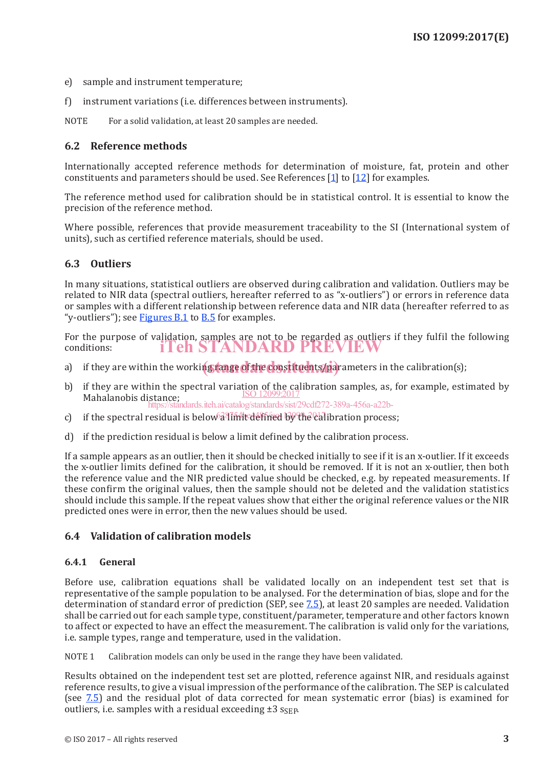e) sample and instrument temperature;

f) instrument variations (i.e. differences between instruments).

NOTE For a solid validation, at least 20 samples are needed.

## 6.2 Reference methods

Internationally accepted reference methods for determination of moisture, fat, protein and other constituents and parameters should be used. See References [1] to [12] for examples.

The reference method used for calibration should be in statistical control. It is essential to know the precision of the reference method.

Where possible, references that provide measurement traceability to the SI (International system of units), such as certified reference materials, should be used.

## 6.3 Outliers

In many situations, statistical outliers are observed during calibration and validation. Outliers may be related to NIR data (spectral outliers, hereafter referred to as "x-outliers") or errors in reference data or samples with a different relationship between reference data and NIR data (hereafter referred to as "y-outliers"); see Figures B.1 to B.5 for examples.

For the purpose of validation, samples are not to be regarded as outliers if they fulfil the following conditions:

a) if they are within the working range of the constituents/parameters in the calibration(s);

b) if they are within the spectral variation of the calibration samples, as, for example, estimated by Mahalanobis distance;

c) if the spectral residual is below a limit defined by the calibration process;

d) if the prediction residual is below a limit defined by the calibration process.

If a sample appears as an outlier, then it should be checked initially to see if it is an x-outlier. If it exceeds the x-outlier limits defined for the calibration, it should be removed. If it is not an x-outlier, then both the reference value and the NIR predicted value should be checked, e.g. by repeated measurements. If these confirm the original values, then the sample should not be deleted and the validation statistics should include this sample. If the repeat values show that either the original reference values or the NIR predicted ones were in error, then the new values should be used.

## 6.4 Validation of calibration models

### 6.4.1 General

Before use, calibration equations shall be validated locally on an independent test set that is representative of the sample population to be analysed. For the determination of bias, slope and for the determination of standard error of prediction (SEP, see 7.5), at least 20 samples are needed. Validation shall be carried out for each sample type, constituent/parameter, temperature and other factors known to affect or expected to have an effect the measurement. The calibration is valid only for the variations, i.e. sample types, range and temperature, used in the validation.

NOTE 1 Calibration models can only be used in the range they have been validated.

Results obtained on the independent test set are plotted, reference against NIR, and residuals against reference results, to give a visual impression of the performance of the calibration. The SEP is calculated (see 7.5) and the residual plot of data corrected for mean systematic error (bias) is examined for outliers, i.e. samples with a residual exceeding $\pm 3\ s_{SEP}$.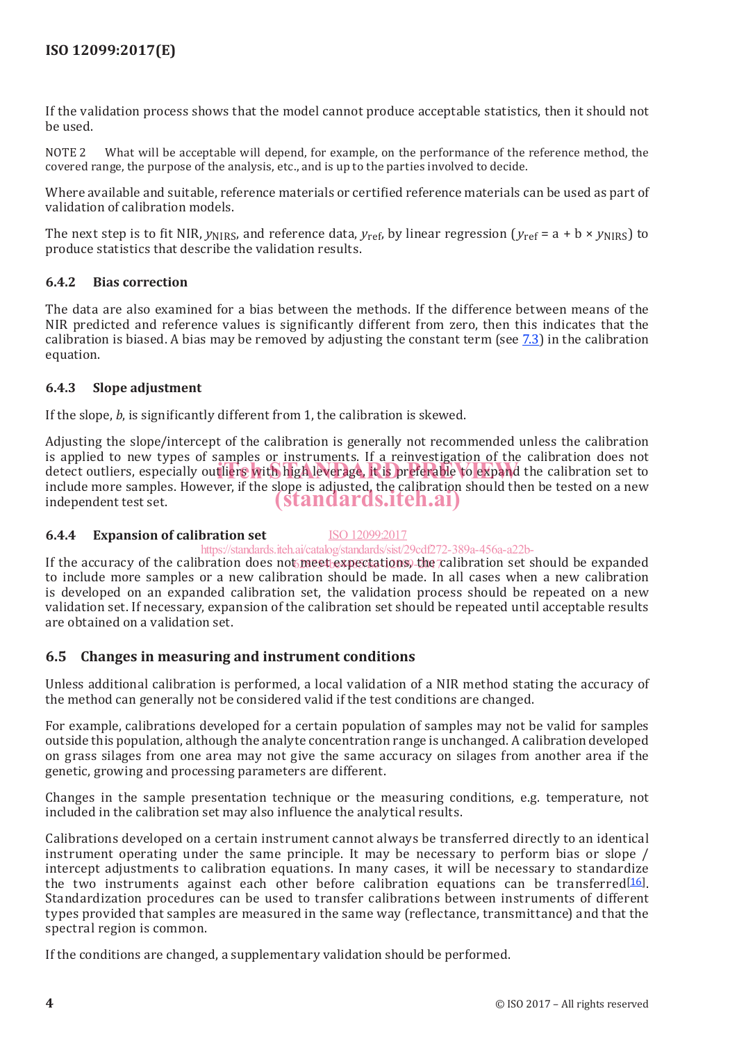If the validation process shows that the model cannot produce acceptable statistics, then it should not be used.

NOTE 2 What will be acceptable will depend, for example, on the performance of the reference method, the covered range, the purpose of the analysis, etc., and is up to the parties involved to decide.

Where available and suitable, reference materials or certified reference materials can be used as part of validation of calibration models.

The next step is to fit NIR, $y_{NIRS}$, and reference data, $y_{ref}$, by linear regression ($y_{ref} = a + b \times y_{NIRS}$) to produce statistics that describe the validation results.

### 6.4.2 Bias correction

The data are also examined for a bias between the methods. If the difference between means of the NIR predicted and reference values is significantly different from zero, then this indicates that the calibration is biased. A bias may be removed by adjusting the constant term (see 7.3) in the calibration equation.

### 6.4.3 Slope adjustment

If the slope, $b$, is significantly different from 1, the calibration is skewed.

Adjusting the slope/intercept of the calibration is generally not recommended unless the calibration is applied to new types of samples or instruments. If a reinvestigation of the calibration does not detect outliers, especially outliers with high leverage, it is preferable to expand the calibration set to include more samples. However, if the slope is adjusted, the calibration should then be tested on a new independent test set.

### 6.4.4 Expansion of calibration set

If the accuracy of the calibration does not meet expectations, the calibration set should be expanded to include more samples or a new calibration should be made. In all cases when a new calibration is developed on an expanded calibration set, the validation process should be repeated on a new validation set. If necessary, expansion of the calibration set should be repeated until acceptable results are obtained on a validation set.

## 6.5 Changes in measuring and instrument conditions

Unless additional calibration is performed, a local validation of a NIR method stating the accuracy of the method can generally not be considered valid if the test conditions are changed.

For example, calibrations developed for a certain population of samples may not be valid for samples outside this population, although the analyte concentration range is unchanged. A calibration developed on grass silages from one area may not give the same accuracy on silages from another area if the genetic, growing and processing parameters are different.

Changes in the sample presentation technique or the measuring conditions, e.g. temperature, not included in the calibration set may also influence the analytical results.

Calibrations developed on a certain instrument cannot always be transferred directly to an identical instrument operating under the same principle. It may be necessary to perform bias or slope / intercept adjustments to calibration equations. In many cases, it will be necessary to standardize the two instruments against each other before calibration equations can be transferred[16]. Standardization procedures can be used to transfer calibrations between instruments of different types provided that samples are measured in the same way (reflectance, transmittance) and that the spectral region is common.

If the conditions are changed, a supplementary validation should be performed.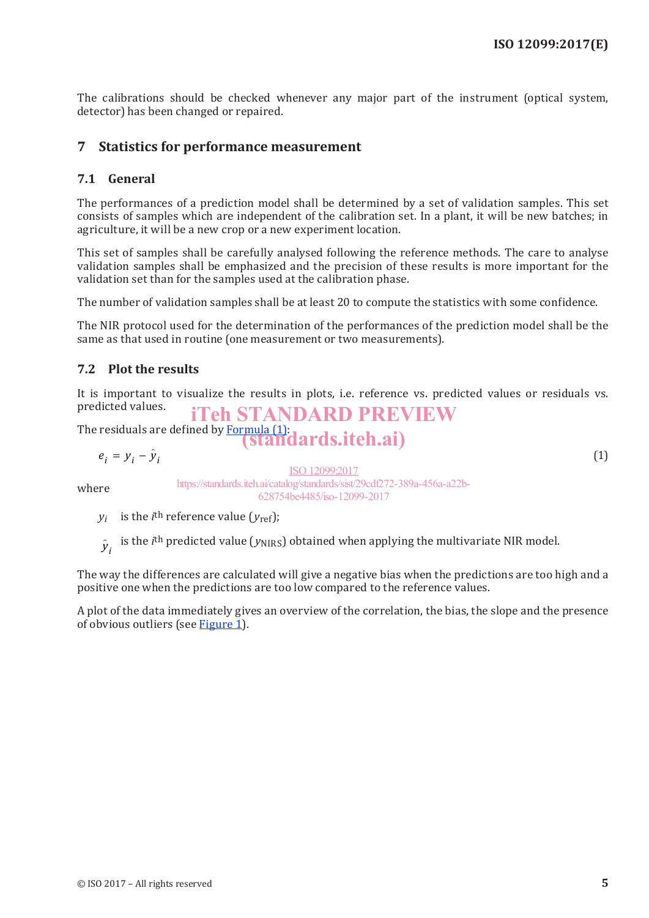The calibrations should be checked whenever any major part of the instrument (optical system, detector) has been changed or repaired.

## 7 Statistics for performance measurement

### 7.1 General

The performances of a prediction model shall be determined by a set of validation samples. This set consists of samples which are independent of the calibration set. In a plant, it will be new batches; in agriculture, it will be a new crop or a new experiment location.

This set of samples shall be carefully analysed following the reference methods. The care to analyse validation samples shall be emphasized and the precision of these results is more important for the validation set than for the samples used at the calibration phase.

The number of validation samples shall be at least 20 to compute the statistics with some confidence.

The NIR protocol used for the determination of the performances of the prediction model shall be the same as that used in routine (one measurement or two measurements).

### 7.2 Plot the results

It is important to visualize the results in plots, i.e. reference vs. predicted values or residuals vs. predicted values.

The residuals are defined by Formula (1):

$$e_i = y_i - \hat{y}_i \tag{1}$$

where

$y_i$ is the $i^{th}$ reference value ($y_{ref}$);

$\hat{y}_i$ is the $i^{th}$ predicted value ($y_{NIRS}$) obtained when applying the multivariate NIR model.

The way the differences are calculated will give a negative bias when the predictions are too high and a positive one when the predictions are too low compared to the reference values.

A plot of the data immediately gives an overview of the correlation, the bias, the slope and the presence of obvious outliers (see Figure 1).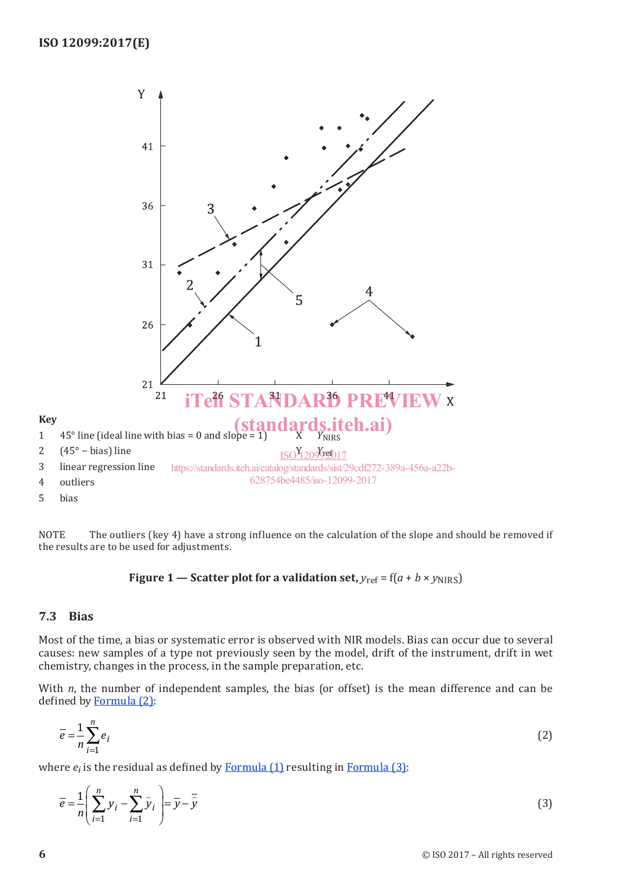Y

41

36

31

26

21

21 26 31 36 41 X

3

2

5

4

1

**Key**

1 45° line (ideal line with bias = 0 and slope = 1)

2 (45° – bias) line

3 linear regression line

4 outliers

5 bias

X $Y_{NIRS}$

Y $Y_{ref}$

NOTE The outliers (key 4) have a strong influence on the calculation of the slope and should be removed if the results are to be used for adjustments.

**Figure 1 — Scatter plot for a validation set,** $y_{ref} = f(a + b \times y_{NIRS})$

## 7.3 Bias

Most of the time, a bias or systematic error is observed with NIR models. Bias can occur due to several causes: new samples of a type not previously seen by the model, drift of the instrument, drift in wet chemistry, changes in the process, in the sample preparation, etc.

With $n$, the number of independent samples, the bias (or offset) is the mean difference and can be defined by Formula (2):

$$\bar{e} = \frac{1}{n}\sum_{i=1}^{n} e_i \tag{2}$$

where $e_i$ is the residual as defined by Formula (1) resulting in Formula (3):

$$\bar{e} = \frac{1}{n}\left(\sum_{i=1}^{n} y_i - \sum_{i=1}^{n} \hat{y}_i\right) = \bar{y} - \bar{\hat{y}} \tag{3}$$